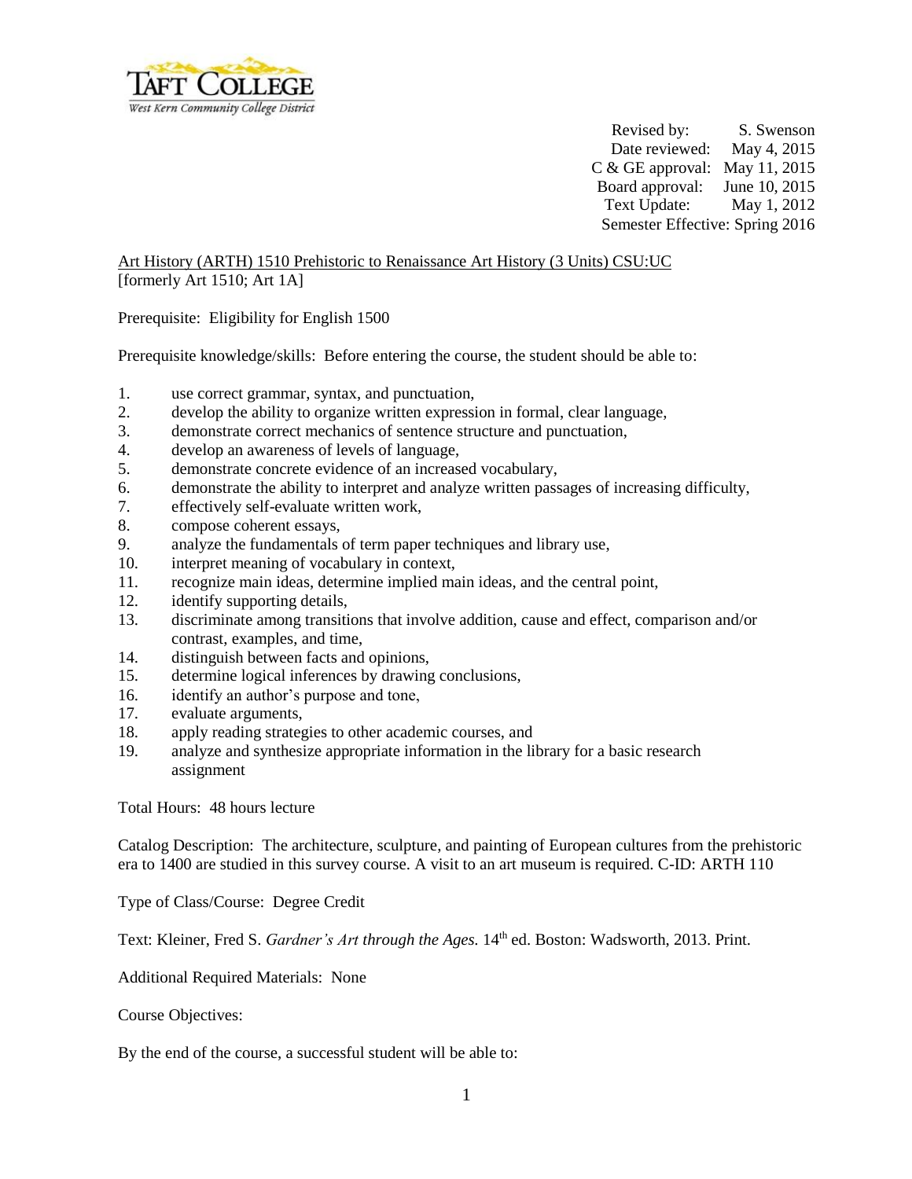Revised by: S. Swenson
Date reviewed: May 4, 2015
C & GE approval: May 11, 2015
Board approval: June 10, 2015
Text Update: May 1, 2012
Semester Effective: Spring 2016

Art History (ARTH) 1510 Prehistoric to Renaissance Art History (3 Units) CSU:UC
[formerly Art 1510; Art 1A]

Prerequisite: Eligibility for English 1500

Prerequisite knowledge/skills: Before entering the course, the student should be able to:

1. use correct grammar, syntax, and punctuation,
2. develop the ability to organize written expression in formal, clear language,
3. demonstrate correct mechanics of sentence structure and punctuation,
4. develop an awareness of levels of language,
5. demonstrate concrete evidence of an increased vocabulary,
6. demonstrate the ability to interpret and analyze written passages of increasing difficulty,
7. effectively self-evaluate written work,
8. compose coherent essays,
9. analyze the fundamentals of term paper techniques and library use,
10. interpret meaning of vocabulary in context,
11. recognize main ideas, determine implied main ideas, and the central point,
12. identify supporting details,
13. discriminate among transitions that involve addition, cause and effect, comparison and/or contrast, examples, and time,
14. distinguish between facts and opinions,
15. determine logical inferences by drawing conclusions,
16. identify an author's purpose and tone,
17. evaluate arguments,
18. apply reading strategies to other academic courses, and
19. analyze and synthesize appropriate information in the library for a basic research assignment

Total Hours: 48 hours lecture

Catalog Description: The architecture, sculpture, and painting of European cultures from the prehistoric era to 1400 are studied in this survey course. A visit to an art museum is required. C-ID: ARTH 110

Type of Class/Course: Degree Credit

Text: Kleiner, Fred S. *Gardner's Art through the Ages.* 14th ed. Boston: Wadsworth, 2013. Print.

Additional Required Materials: None

Course Objectives:

By the end of the course, a successful student will be able to: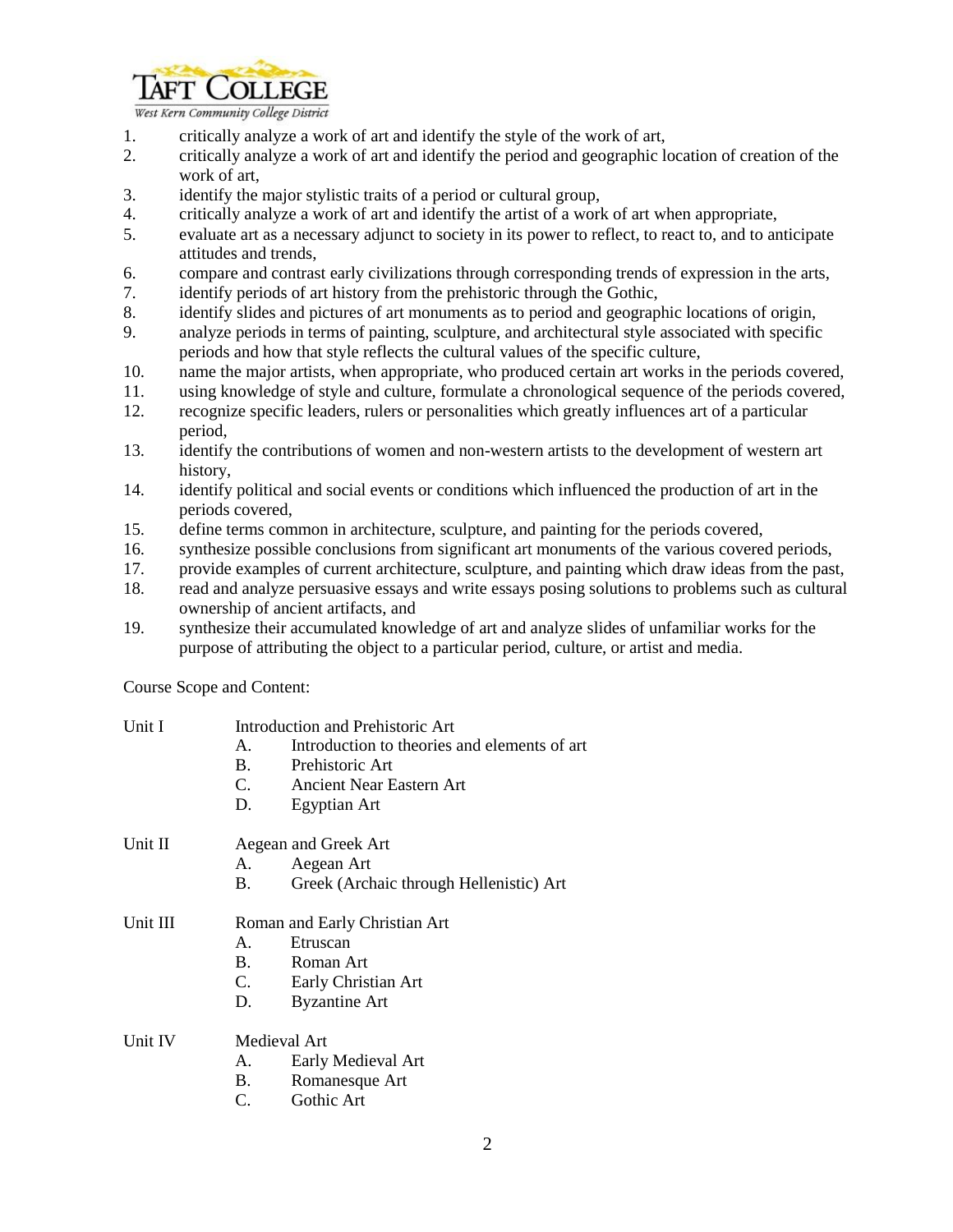1. critically analyze a work of art and identify the style of the work of art,
2. critically analyze a work of art and identify the period and geographic location of creation of the work of art,
3. identify the major stylistic traits of a period or cultural group,
4. critically analyze a work of art and identify the artist of a work of art when appropriate,
5. evaluate art as a necessary adjunct to society in its power to reflect, to react to, and to anticipate attitudes and trends,
6. compare and contrast early civilizations through corresponding trends of expression in the arts,
7. identify periods of art history from the prehistoric through the Gothic,
8. identify slides and pictures of art monuments as to period and geographic locations of origin,
9. analyze periods in terms of painting, sculpture, and architectural style associated with specific periods and how that style reflects the cultural values of the specific culture,
10. name the major artists, when appropriate, who produced certain art works in the periods covered,
11. using knowledge of style and culture, formulate a chronological sequence of the periods covered,
12. recognize specific leaders, rulers or personalities which greatly influences art of a particular period,
13. identify the contributions of women and non-western artists to the development of western art history,
14. identify political and social events or conditions which influenced the production of art in the periods covered,
15. define terms common in architecture, sculpture, and painting for the periods covered,
16. synthesize possible conclusions from significant art monuments of the various covered periods,
17. provide examples of current architecture, sculpture, and painting which draw ideas from the past,
18. read and analyze persuasive essays and write essays posing solutions to problems such as cultural ownership of ancient artifacts, and
19. synthesize their accumulated knowledge of art and analyze slides of unfamiliar works for the purpose of attributing the object to a particular period, culture, or artist and media.

Course Scope and Content:

Unit I — Introduction and Prehistoric Art

- A. Introduction to theories and elements of art
- B. Prehistoric Art
- C. Ancient Near Eastern Art
- D. Egyptian Art

Unit II — Aegean and Greek Art

- A. Aegean Art
- B. Greek (Archaic through Hellenistic) Art

Unit III — Roman and Early Christian Art

- A. Etruscan
- B. Roman Art
- C. Early Christian Art
- D. Byzantine Art

Unit IV — Medieval Art

- A. Early Medieval Art
- B. Romanesque Art
- C. Gothic Art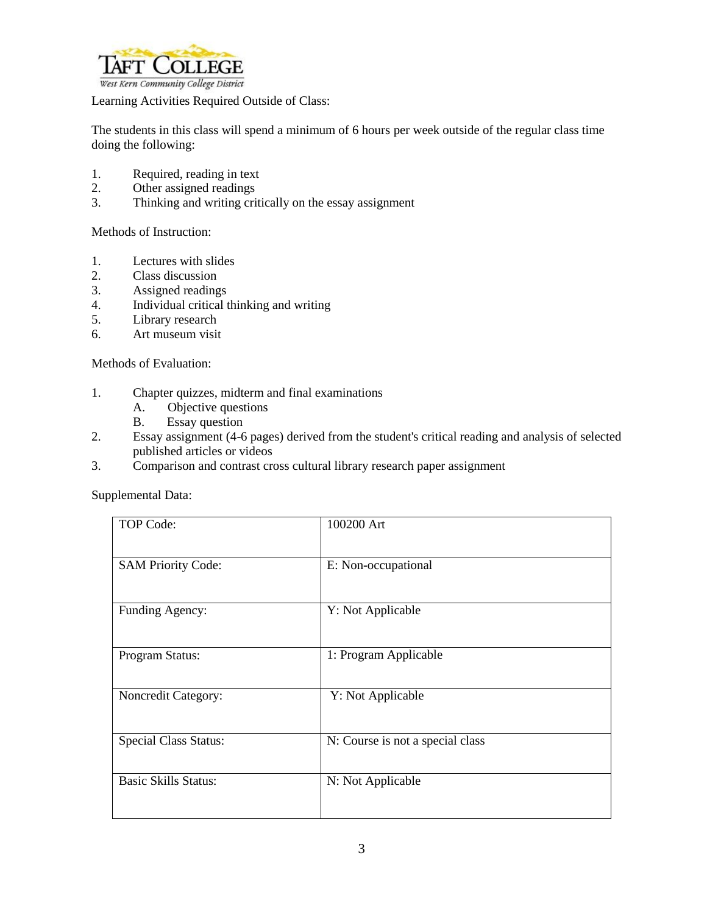Learning Activities Required Outside of Class:

The students in this class will spend a minimum of 6 hours per week outside of the regular class time doing the following:

1. Required, reading in text
2. Other assigned readings
3. Thinking and writing critically on the essay assignment

Methods of Instruction:

1. Lectures with slides
2. Class discussion
3. Assigned readings
4. Individual critical thinking and writing
5. Library research
6. Art museum visit

Methods of Evaluation:

1. Chapter quizzes, midterm and final examinations
   - A. Objective questions
   - B. Essay question
2. Essay assignment (4-6 pages) derived from the student's critical reading and analysis of selected published articles or videos
3. Comparison and contrast cross cultural library research paper assignment

Supplemental Data:

| TOP Code: | 100200 Art |
|---|---|
| SAM Priority Code: | E: Non-occupational |
| Funding Agency: | Y: Not Applicable |
| Program Status: | 1: Program Applicable |
| Noncredit Category: | Y: Not Applicable |
| Special Class Status: | N: Course is not a special class |
| Basic Skills Status: | N: Not Applicable |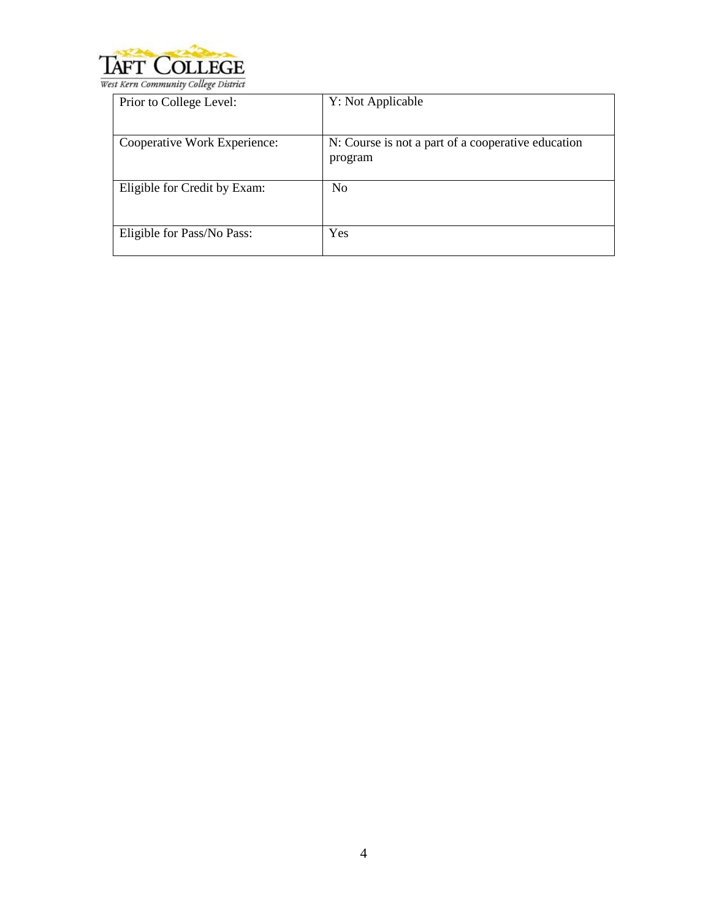| | |
|---|---|
| Prior to College Level: | Y: Not Applicable |
| Cooperative Work Experience: | N: Course is not a part of a cooperative education program |
| Eligible for Credit by Exam: | No |
| Eligible for Pass/No Pass: | Yes |